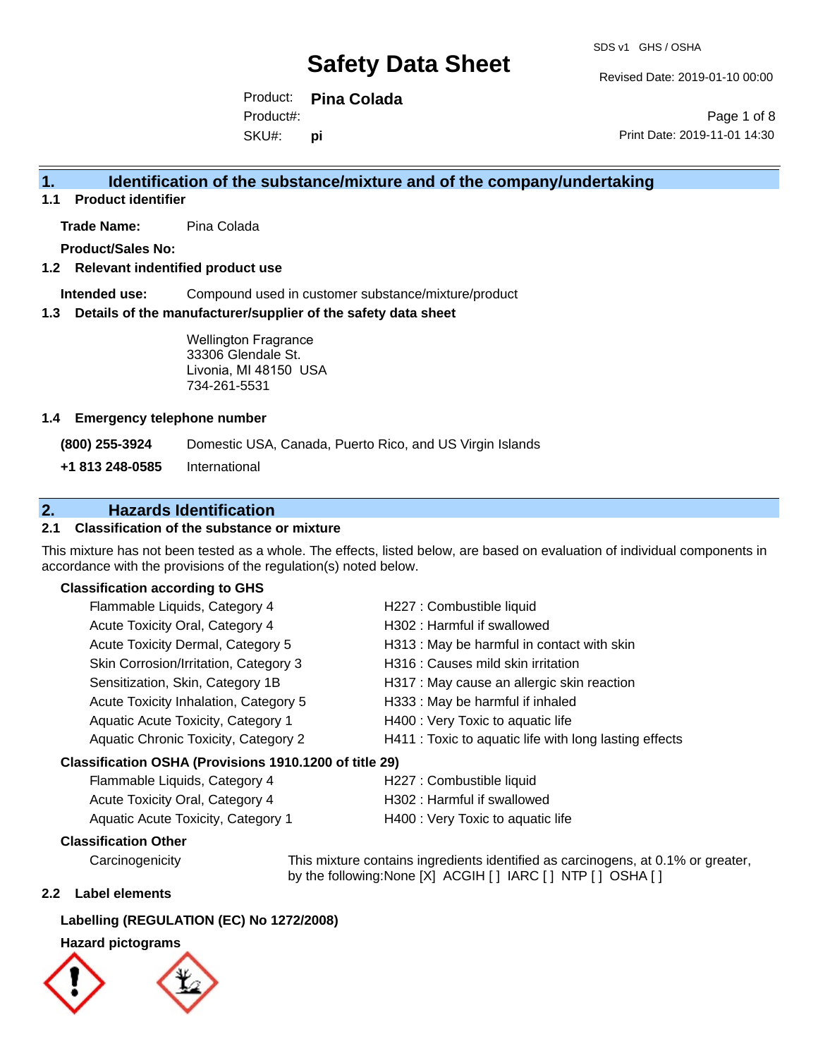# Safety Data Sheet

SDS v1 GHS / OSHA

Revised Date: 2019-01-10 00:00

Product: **Pina Colada**
Product#:
SKU#: **pi**

Print Date: 2019-11-01 14:30

## 1. Identification of the substance/mixture and of the company/undertaking

### 1.1 Product identifier

**Trade Name:** Pina Colada

**Product/Sales No:**

### 1.2 Relevant indentified product use

**Intended use:** Compound used in customer substance/mixture/product

### 1.3 Details of the manufacturer/supplier of the safety data sheet

Wellington Fragrance
33306 Glendale St.
Livonia, MI 48150 USA
734-261-5531

### 1.4 Emergency telephone number

**(800) 255-3924** Domestic USA, Canada, Puerto Rico, and US Virgin Islands

**+1 813 248-0585** International

## 2. Hazards Identification

### 2.1 Classification of the substance or mixture

This mixture has not been tested as a whole. The effects, listed below, are based on evaluation of individual components in accordance with the provisions of the regulation(s) noted below.

**Classification according to GHS**

| | |
|---|---|
| Flammable Liquids, Category 4 | H227 : Combustible liquid |
| Acute Toxicity Oral, Category 4 | H302 : Harmful if swallowed |
| Acute Toxicity Dermal, Category 5 | H313 : May be harmful in contact with skin |
| Skin Corrosion/Irritation, Category 3 | H316 : Causes mild skin irritation |
| Sensitization, Skin, Category 1B | H317 : May cause an allergic skin reaction |
| Acute Toxicity Inhalation, Category 5 | H333 : May be harmful if inhaled |
| Aquatic Acute Toxicity, Category 1 | H400 : Very Toxic to aquatic life |
| Aquatic Chronic Toxicity, Category 2 | H411 : Toxic to aquatic life with long lasting effects |

**Classification OSHA (Provisions 1910.1200 of title 29)**

| | |
|---|---|
| Flammable Liquids, Category 4 | H227 : Combustible liquid |
| Acute Toxicity Oral, Category 4 | H302 : Harmful if swallowed |
| Aquatic Acute Toxicity, Category 1 | H400 : Very Toxic to aquatic life |

**Classification Other**

Carcinogenicity: This mixture contains ingredients identified as carcinogens, at 0.1% or greater, by the following:None [X] ACGIH [ ] IARC [ ] NTP [ ] OSHA [ ]

### 2.2 Label elements

**Labelling (REGULATION (EC) No 1272/2008)**

**Hazard pictograms**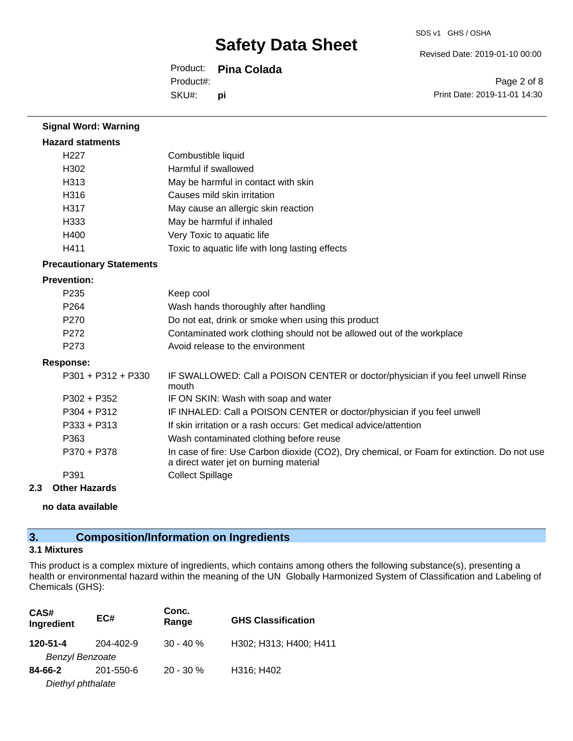**Signal Word: Warning**

**Hazard statments**

| | |
|---|---|
| H227 | Combustible liquid |
| H302 | Harmful if swallowed |
| H313 | May be harmful in contact with skin |
| H316 | Causes mild skin irritation |
| H317 | May cause an allergic skin reaction |
| H333 | May be harmful if inhaled |
| H400 | Very Toxic to aquatic life |
| H411 | Toxic to aquatic life with long lasting effects |

**Precautionary Statements**

**Prevention:**

| | |
|---|---|
| P235 | Keep cool |
| P264 | Wash hands thoroughly after handling |
| P270 | Do not eat, drink or smoke when using this product |
| P272 | Contaminated work clothing should not be allowed out of the workplace |
| P273 | Avoid release to the environment |

**Response:**

| | |
|---|---|
| P301 + P312 + P330 | IF SWALLOWED: Call a POISON CENTER or doctor/physician if you feel unwell Rinse mouth |
| P302 + P352 | IF ON SKIN: Wash with soap and water |
| P304 + P312 | IF INHALED: Call a POISON CENTER or doctor/physician if you feel unwell |
| P333 + P313 | If skin irritation or a rash occurs: Get medical advice/attention |
| P363 | Wash contaminated clothing before reuse |
| P370 + P378 | In case of fire: Use Carbon dioxide ($CO_2$), Dry chemical, or Foam for extinction. Do not use a direct water jet on burning material |
| P391 | Collect Spillage |

### 2.3 Other Hazards

**no data available**

## 3. Composition/Information on Ingredients

### 3.1 Mixtures

This product is a complex mixture of ingredients, which contains among others the following substance(s), presenting a health or environmental hazard within the meaning of the UN Globally Harmonized System of Classification and Labeling of Chemicals (GHS):

| CAS# Ingredient | EC# | Conc. Range | GHS Classification |
|---|---|---|---|
| **120-51-4** *Benzyl Benzoate* | 204-402-9 | 30 - 40 % | H302; H313; H400; H411 |
| **84-66-2** *Diethyl phthalate* | 201-550-6 | 20 - 30 % | H316; H402 |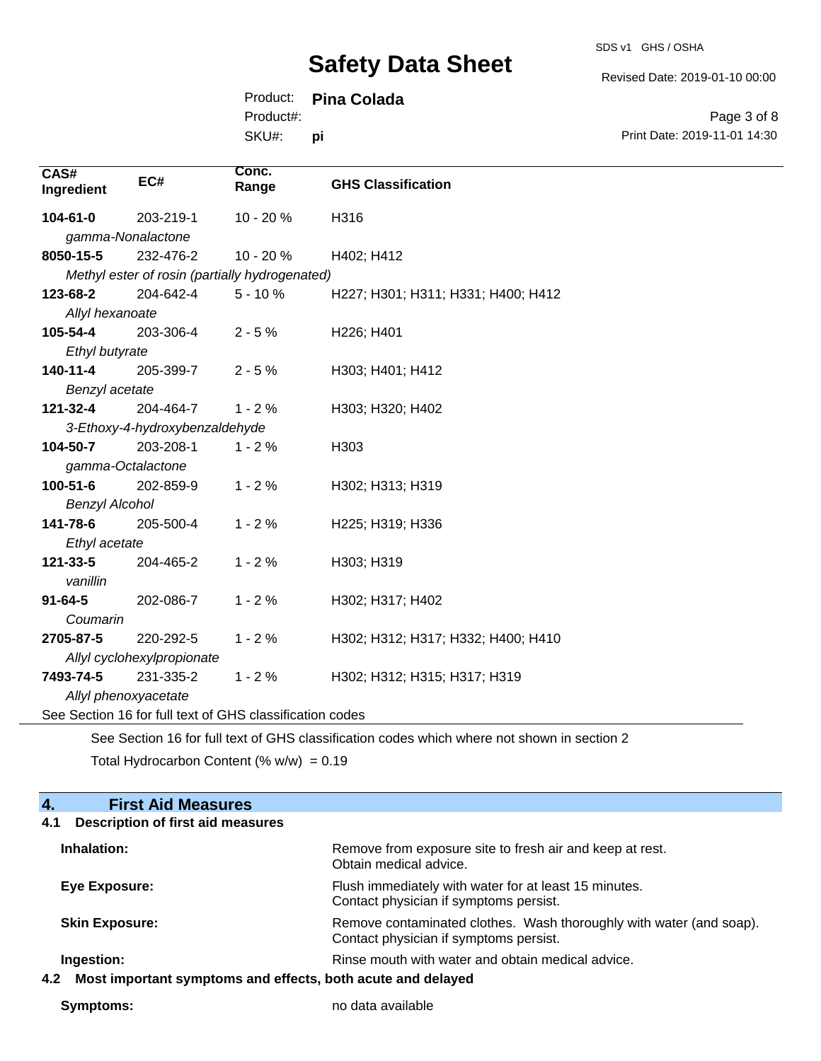| CAS# Ingredient | EC# | Conc. Range | GHS Classification |
|---|---|---|---|
| **104-61-0** | 203-219-1 | 10 - 20 % | H316 |
| *gamma-Nonalactone* | | | |
| **8050-15-5** | 232-476-2 | 10 - 20 % | H402; H412 |
| *Methyl ester of rosin (partially hydrogenated)* | | | |
| **123-68-2** | 204-642-4 | 5 - 10 % | H227; H301; H311; H331; H400; H412 |
| *Allyl hexanoate* | | | |
| **105-54-4** | 203-306-4 | 2 - 5 % | H226; H401 |
| *Ethyl butyrate* | | | |
| **140-11-4** | 205-399-7 | 2 - 5 % | H303; H401; H412 |
| *Benzyl acetate* | | | |
| **121-32-4** | 204-464-7 | 1 - 2 % | H303; H320; H402 |
| *3-Ethoxy-4-hydroxybenzaldehyde* | | | |
| **104-50-7** | 203-208-1 | 1 - 2 % | H303 |
| *gamma-Octalactone* | | | |
| **100-51-6** | 202-859-9 | 1 - 2 % | H302; H313; H319 |
| *Benzyl Alcohol* | | | |
| **141-78-6** | 205-500-4 | 1 - 2 % | H225; H319; H336 |
| *Ethyl acetate* | | | |
| **121-33-5** | 204-465-2 | 1 - 2 % | H303; H319 |
| *vanillin* | | | |
| **91-64-5** | 202-086-7 | 1 - 2 % | H302; H317; H402 |
| *Coumarin* | | | |
| **2705-87-5** | 220-292-5 | 1 - 2 % | H302; H312; H317; H332; H400; H410 |
| *Allyl cyclohexylpropionate* | | | |
| **7493-74-5** | 231-335-2 | 1 - 2 % | H302; H312; H315; H317; H319 |
| *Allyl phenoxyacetate* | | | |

See Section 16 for full text of GHS classification codes

See Section 16 for full text of GHS classification codes which where not shown in section 2

Total Hydrocarbon Content (% w/w) = 0.19

## 4. First Aid Measures

### 4.1 Description of first aid measures

**Inhalation:** Remove from exposure site to fresh air and keep at rest. Obtain medical advice.

**Eye Exposure:** Flush immediately with water for at least 15 minutes. Contact physician if symptoms persist.

**Skin Exposure:** Remove contaminated clothes. Wash thoroughly with water (and soap). Contact physician if symptoms persist.

**Ingestion:** Rinse mouth with water and obtain medical advice.

### 4.2 Most important symptoms and effects, both acute and delayed

**Symptoms:** no data available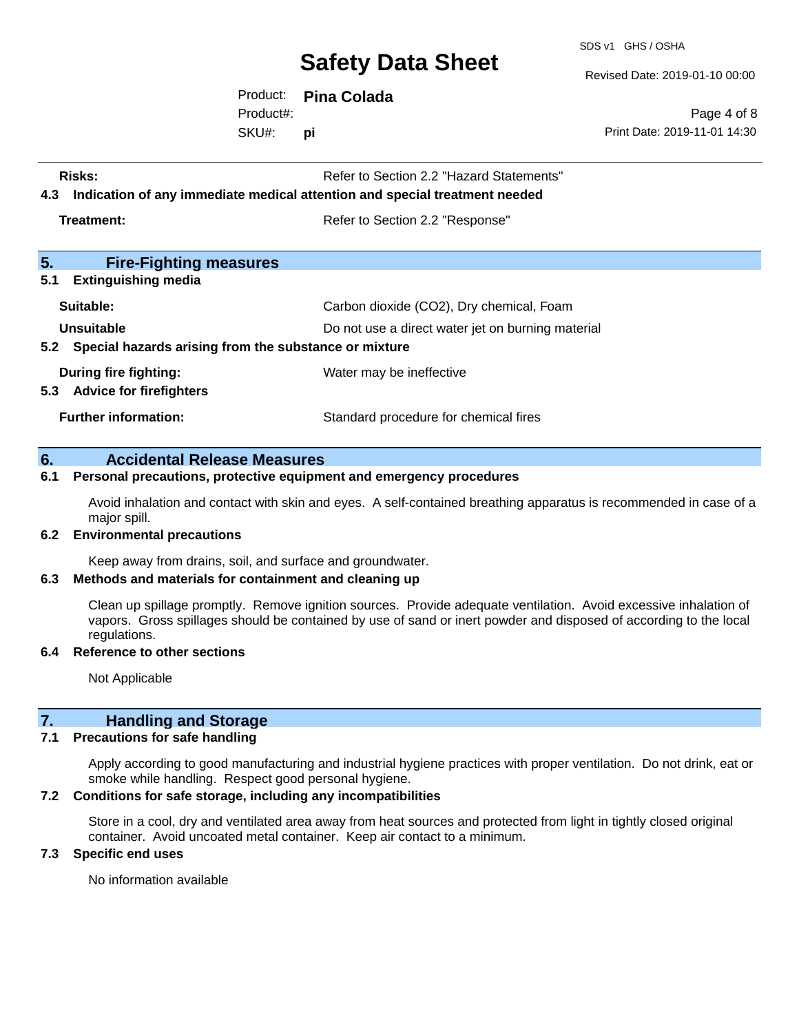| | |
|---|---|
| **Risks:** | Refer to Section 2.2 "Hazard Statements" |

**4.3 Indication of any immediate medical attention and special treatment needed**

| | |
|---|---|
| **Treatment:** | Refer to Section 2.2 "Response" |

## 5. Fire-Fighting measures

**5.1 Extinguishing media**

| | |
|---|---|
| **Suitable:** | Carbon dioxide ($CO_2$), Dry chemical, Foam |
| **Unsuitable** | Do not use a direct water jet on burning material |

**5.2 Special hazards arising from the substance or mixture**

| | |
|---|---|
| **During fire fighting:** | Water may be ineffective |

**5.3 Advice for firefighters**

| | |
|---|---|
| **Further information:** | Standard procedure for chemical fires |

## 6. Accidental Release Measures

**6.1 Personal precautions, protective equipment and emergency procedures**

Avoid inhalation and contact with skin and eyes. A self-contained breathing apparatus is recommended in case of a major spill.

**6.2 Environmental precautions**

Keep away from drains, soil, and surface and groundwater.

**6.3 Methods and materials for containment and cleaning up**

Clean up spillage promptly. Remove ignition sources. Provide adequate ventilation. Avoid excessive inhalation of vapors. Gross spillages should be contained by use of sand or inert powder and disposed of according to the local regulations.

**6.4 Reference to other sections**

Not Applicable

## 7. Handling and Storage

**7.1 Precautions for safe handling**

Apply according to good manufacturing and industrial hygiene practices with proper ventilation. Do not drink, eat or smoke while handling. Respect good personal hygiene.

**7.2 Conditions for safe storage, including any incompatibilities**

Store in a cool, dry and ventilated area away from heat sources and protected from light in tightly closed original container. Avoid uncoated metal container. Keep air contact to a minimum.

**7.3 Specific end uses**

No information available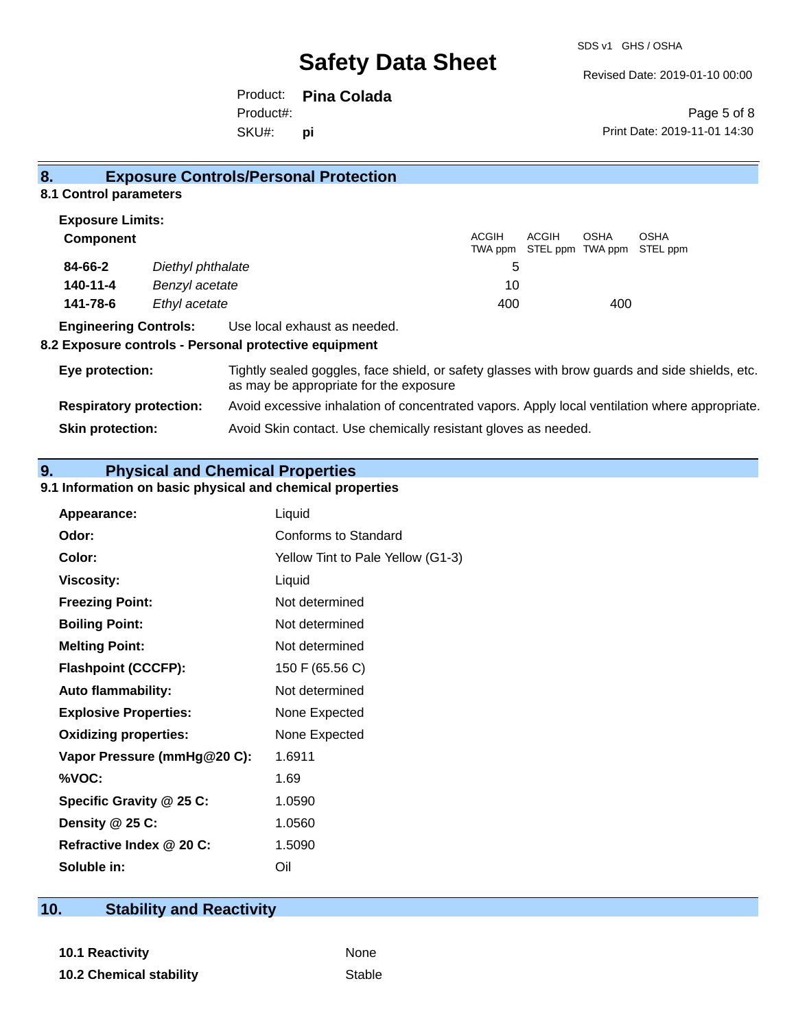## 8. Exposure Controls/Personal Protection

### 8.1 Control parameters

**Exposure Limits:**

| Component | | ACGIH TWA ppm | ACGIH STEL ppm | OSHA TWA ppm | OSHA STEL ppm |
|---|---|---|---|---|---|
| **84-66-2** | *Diethyl phthalate* | 5 | | | |
| **140-11-4** | *Benzyl acetate* | 10 | | | |
| **141-78-6** | *Ethyl acetate* | 400 | | 400 | |

**Engineering Controls:** Use local exhaust as needed.

### 8.2 Exposure controls - Personal protective equipment

**Eye protection:** Tightly sealed goggles, face shield, or safety glasses with brow guards and side shields, etc. as may be appropriate for the exposure

**Respiratory protection:** Avoid excessive inhalation of concentrated vapors. Apply local ventilation where appropriate.

**Skin protection:** Avoid Skin contact. Use chemically resistant gloves as needed.

## 9. Physical and Chemical Properties

### 9.1 Information on basic physical and chemical properties

| | |
|---|---|
| **Appearance:** | Liquid |
| **Odor:** | Conforms to Standard |
| **Color:** | Yellow Tint to Pale Yellow (G1-3) |
| **Viscosity:** | Liquid |
| **Freezing Point:** | Not determined |
| **Boiling Point:** | Not determined |
| **Melting Point:** | Not determined |
| **Flashpoint (CCCFP):** | 150 F (65.56 C) |
| **Auto flammability:** | Not determined |
| **Explosive Properties:** | None Expected |
| **Oxidizing properties:** | None Expected |
| **Vapor Pressure (mmHg@20 C):** | 1.6911 |
| **%VOC:** | 1.69 |
| **Specific Gravity @ 25 C:** | 1.0590 |
| **Density @ 25 C:** | 1.0560 |
| **Refractive Index @ 20 C:** | 1.5090 |
| **Soluble in:** | Oil |

## 10. Stability and Reactivity

| | |
|---|---|
| **10.1 Reactivity** | None |
| **10.2 Chemical stability** | Stable |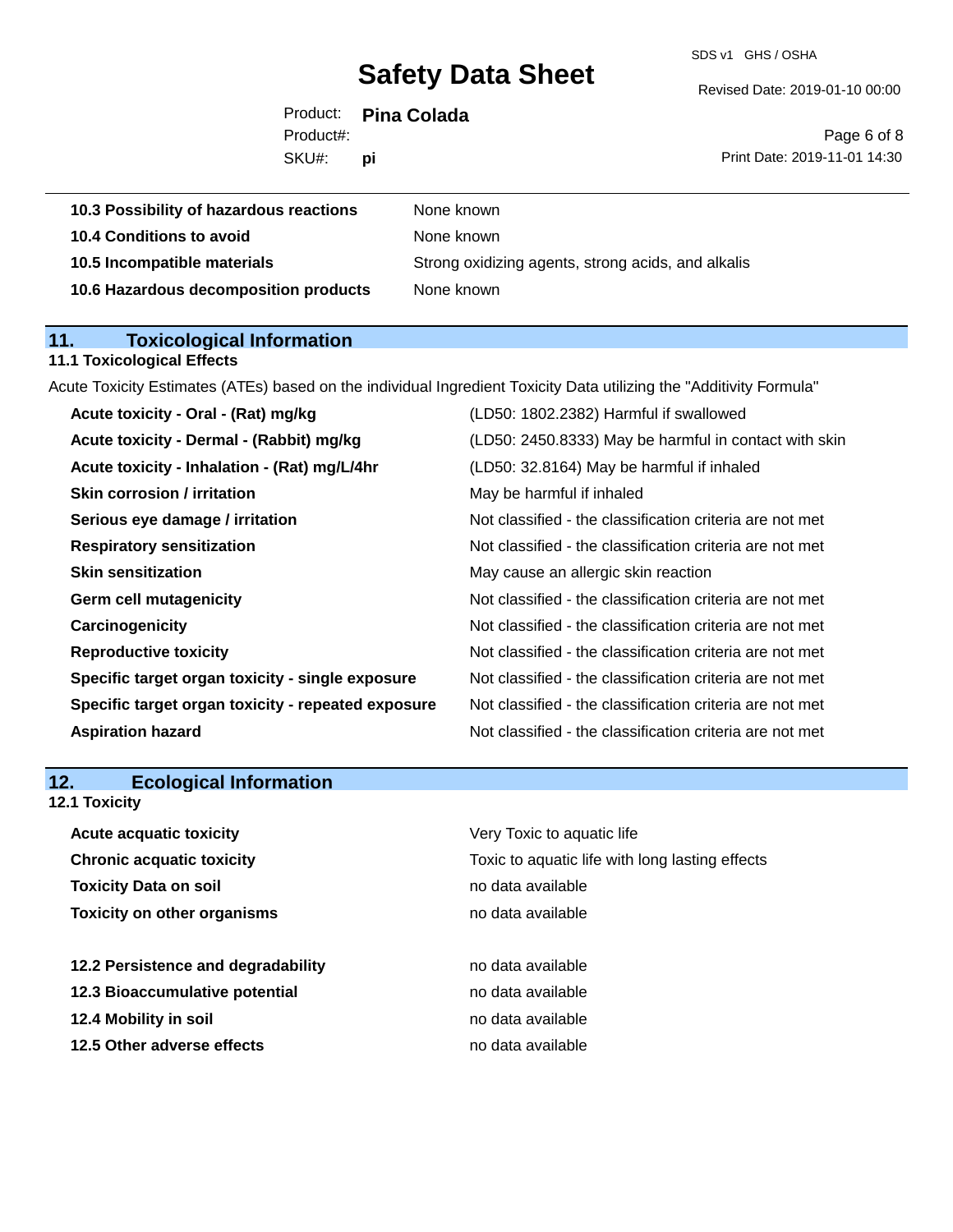| | |
|---|---|
| **10.3 Possibility of hazardous reactions** | None known |
| **10.4 Conditions to avoid** | None known |
| **10.5 Incompatible materials** | Strong oxidizing agents, strong acids, and alkalis |
| **10.6 Hazardous decomposition products** | None known |

## 11. Toxicological Information

### 11.1 Toxicological Effects

Acute Toxicity Estimates (ATEs) based on the individual Ingredient Toxicity Data utilizing the "Additivity Formula"

| | |
|---|---|
| **Acute toxicity - Oral - (Rat) mg/kg** | (LD50: 1802.2382) Harmful if swallowed |
| **Acute toxicity - Dermal - (Rabbit) mg/kg** | (LD50: 2450.8333) May be harmful in contact with skin |
| **Acute toxicity - Inhalation - (Rat) mg/L/4hr** | (LD50: 32.8164) May be harmful if inhaled |
| **Skin corrosion / irritation** | May be harmful if inhaled |
| **Serious eye damage / irritation** | Not classified - the classification criteria are not met |
| **Respiratory sensitization** | Not classified - the classification criteria are not met |
| **Skin sensitization** | May cause an allergic skin reaction |
| **Germ cell mutagenicity** | Not classified - the classification criteria are not met |
| **Carcinogenicity** | Not classified - the classification criteria are not met |
| **Reproductive toxicity** | Not classified - the classification criteria are not met |
| **Specific target organ toxicity - single exposure** | Not classified - the classification criteria are not met |
| **Specific target organ toxicity - repeated exposure** | Not classified - the classification criteria are not met |
| **Aspiration hazard** | Not classified - the classification criteria are not met |

## 12. Ecological Information

### 12.1 Toxicity

| | |
|---|---|
| **Acute acquatic toxicity** | Very Toxic to aquatic life |
| **Chronic acquatic toxicity** | Toxic to aquatic life with long lasting effects |
| **Toxicity Data on soil** | no data available |
| **Toxicity on other organisms** | no data available |

| | |
|---|---|
| **12.2 Persistence and degradability** | no data available |
| **12.3 Bioaccumulative potential** | no data available |
| **12.4 Mobility in soil** | no data available |
| **12.5 Other adverse effects** | no data available |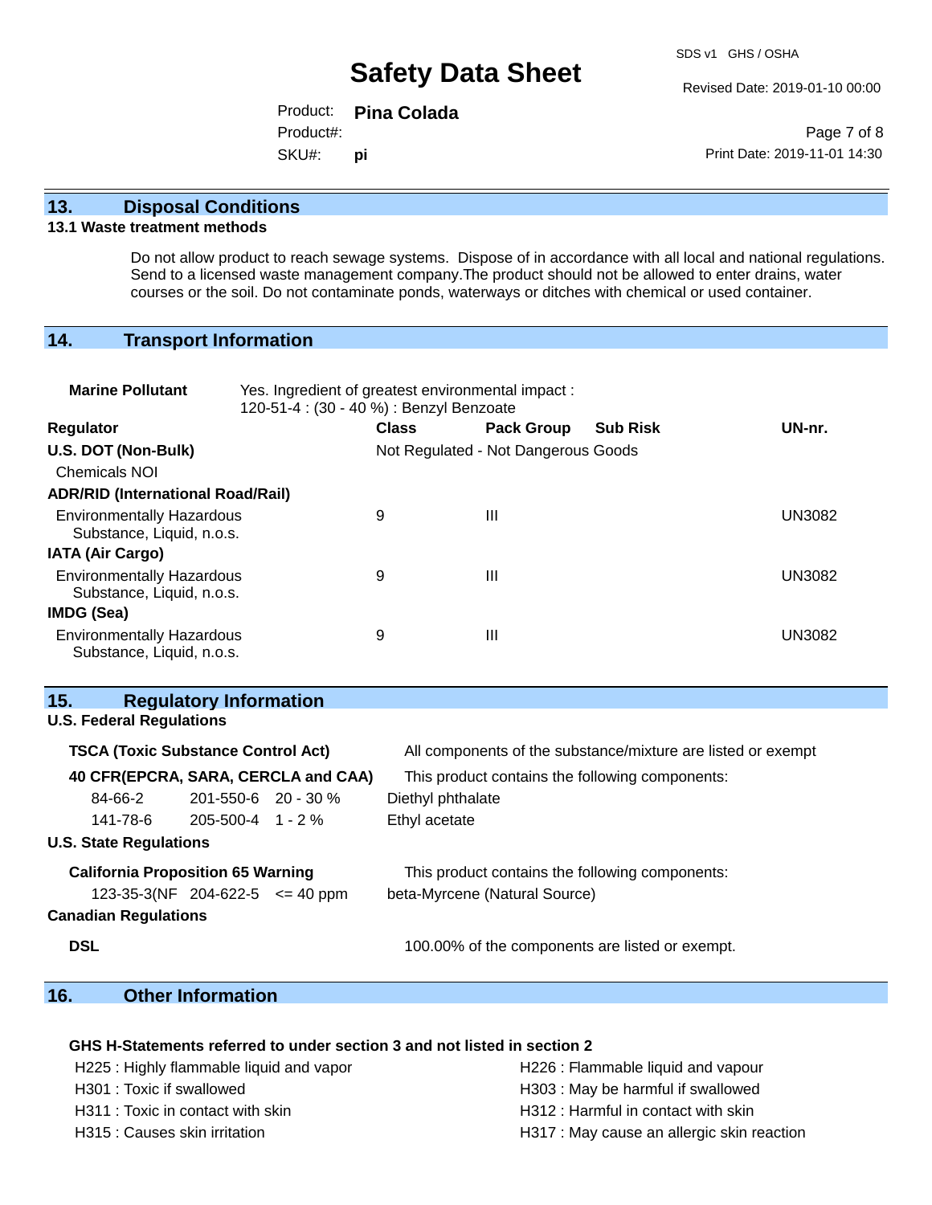## 13. Disposal Conditions

### 13.1 Waste treatment methods

Do not allow product to reach sewage systems. Dispose of in accordance with all local and national regulations. Send to a licensed waste management company.The product should not be allowed to enter drains, water courses or the soil. Do not contaminate ponds, waterways or ditches with chemical or used container.

## 14. Transport Information

**Marine Pollutant** Yes. Ingredient of greatest environmental impact :
120-51-4 : (30 - 40 %) : Benzyl Benzoate

| Regulator | Class | Pack Group | Sub Risk | UN-nr. |
|---|---|---|---|---|
| **U.S. DOT (Non-Bulk)** | Not Regulated - Not Dangerous Goods | | | |
| Chemicals NOI | | | | |
| **ADR/RID (International Road/Rail)** | | | | |
| Environmentally Hazardous Substance, Liquid, n.o.s. | 9 | III | | UN3082 |
| **IATA (Air Cargo)** | | | | |
| Environmentally Hazardous Substance, Liquid, n.o.s. | 9 | III | | UN3082 |
| **IMDG (Sea)** | | | | |
| Environmentally Hazardous Substance, Liquid, n.o.s. | 9 | III | | UN3082 |

## 15. Regulatory Information

### U.S. Federal Regulations

**TSCA (Toxic Substance Control Act)** All components of the substance/mixture are listed or exempt

**40 CFR(EPCRA, SARA, CERCLA and CAA)** This product contains the following components:

| CAS | EC | Concentration | Name |
|---|---|---|---|
| 84-66-2 | 201-550-6 | 20 - 30 % | Diethyl phthalate |
| 141-78-6 | 205-500-4 | 1 - 2 % | Ethyl acetate |

### U.S. State Regulations

**California Proposition 65 Warning** This product contains the following components:

| CAS | EC | Concentration | Name |
|---|---|---|---|
| 123-35-3(NF | 204-622-5 | <= 40 ppm | beta-Myrcene (Natural Source) |

### Canadian Regulations

**DSL** 100.00% of the components are listed or exempt.

## 16. Other Information

**GHS H-Statements referred to under section 3 and not listed in section 2**

H225 : Highly flammable liquid and vapor
H226 : Flammable liquid and vapour
H301 : Toxic if swallowed
H303 : May be harmful if swallowed
H311 : Toxic in contact with skin
H312 : Harmful in contact with skin
H315 : Causes skin irritation
H317 : May cause an allergic skin reaction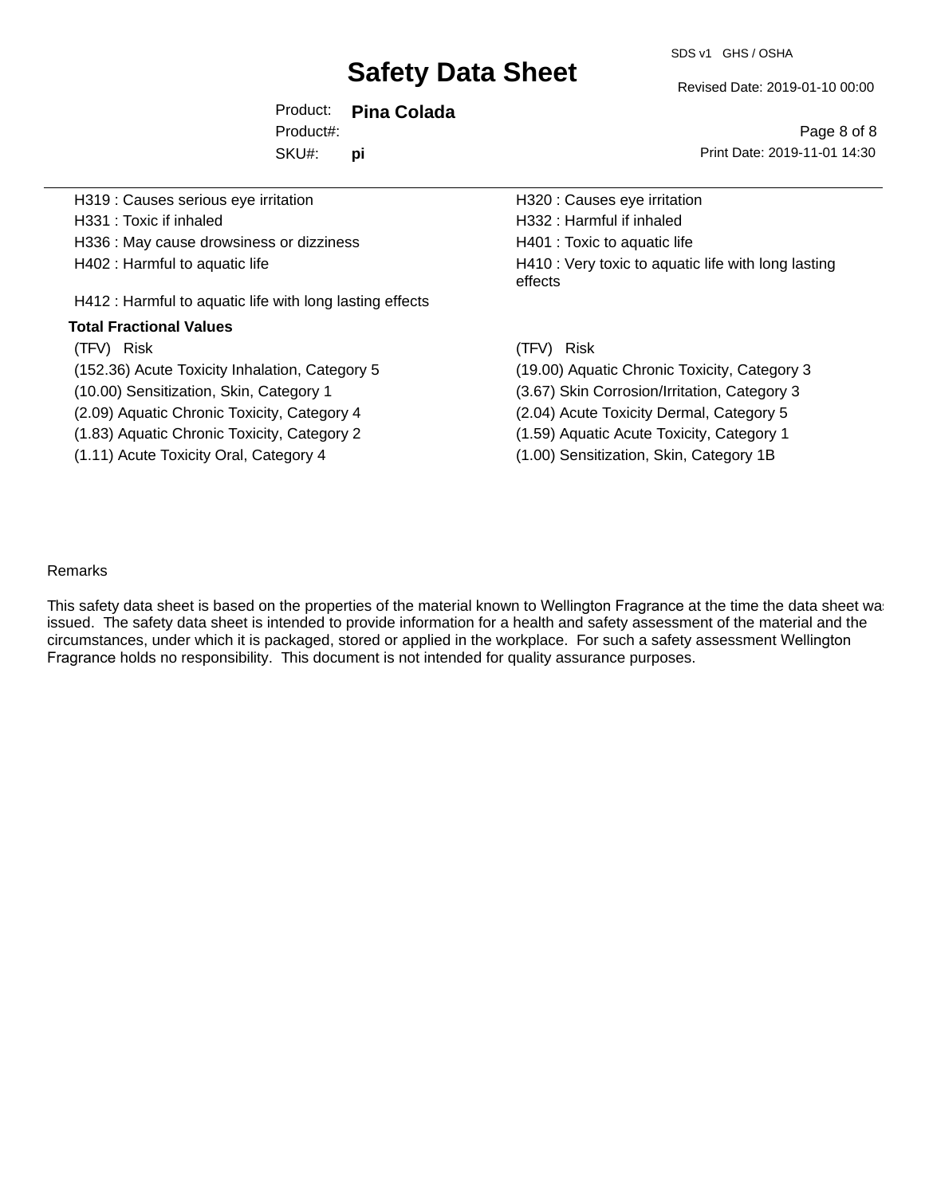H319 : Causes serious eye irritation

H320 : Causes eye irritation

H331 : Toxic if inhaled

H332 : Harmful if inhaled

H336 : May cause drowsiness or dizziness

H401 : Toxic to aquatic life

H402 : Harmful to aquatic life

H410 : Very toxic to aquatic life with long lasting effects

H412 : Harmful to aquatic life with long lasting effects

**Total Fractional Values**

| (TFV) | Risk | (TFV) | Risk |
|---|---|---|---|
| (152.36) | Acute Toxicity Inhalation, Category 5 | (19.00) | Aquatic Chronic Toxicity, Category 3 |
| (10.00) | Sensitization, Skin, Category 1 | (3.67) | Skin Corrosion/Irritation, Category 3 |
| (2.09) | Aquatic Chronic Toxicity, Category 4 | (2.04) | Acute Toxicity Dermal, Category 5 |
| (1.83) | Aquatic Chronic Toxicity, Category 2 | (1.59) | Aquatic Acute Toxicity, Category 1 |
| (1.11) | Acute Toxicity Oral, Category 4 | (1.00) | Sensitization, Skin, Category 1B |

Remarks

This safety data sheet is based on the properties of the material known to Wellington Fragrance at the time the data sheet was issued. The safety data sheet is intended to provide information for a health and safety assessment of the material and the circumstances, under which it is packaged, stored or applied in the workplace. For such a safety assessment Wellington Fragrance holds no responsibility. This document is not intended for quality assurance purposes.